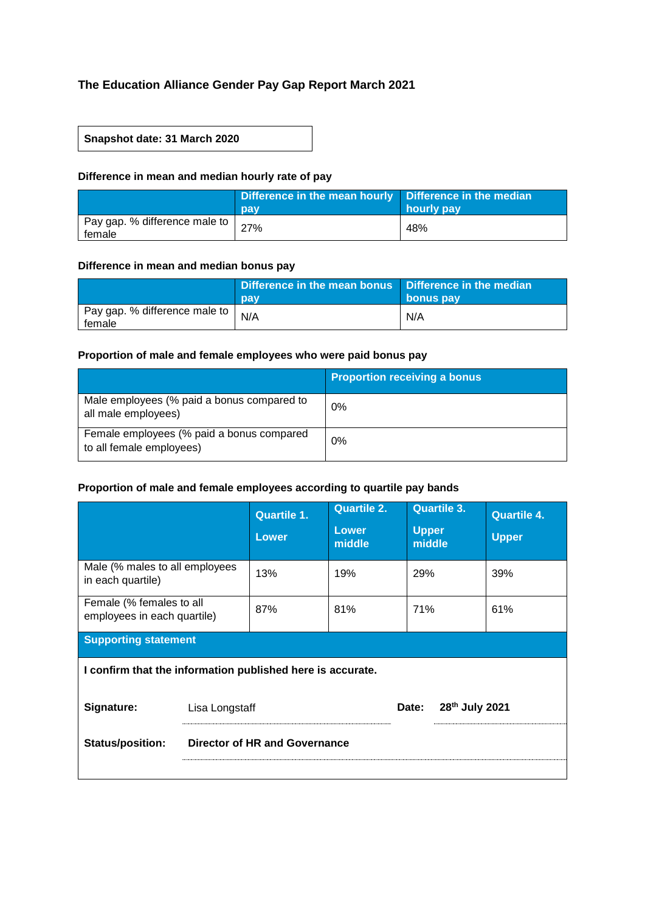# The Education Alliance Gender Pay Gap Report March 2021

**Snapshot date: 31 March 2020**

### Difference in mean and median hourly rate of pay

| | Difference in the mean hourly pay | Difference in the median hourly pay |
|---|---|---|
| Pay gap. % difference male to female | 27% | 48% |

### Difference in mean and median bonus pay

| | Difference in the mean bonus pay | Difference in the median bonus pay |
|---|---|---|
| Pay gap. % difference male to female | N/A | N/A |

### Proportion of male and female employees who were paid bonus pay

| | Proportion receiving a bonus |
|---|---|
| Male employees (% paid a bonus compared to all male employees) | 0% |
| Female employees (% paid a bonus compared to all female employees) | 0% |

### Proportion of male and female employees according to quartile pay bands

| | Quartile 1. Lower | Quartile 2. Lower middle | Quartile 3. Upper middle | Quartile 4. Upper |
|---|---|---|---|---|
| Male (% males to all employees in each quartile) | 13% | 19% | 29% | 39% |
| Female (% females to all employees in each quartile) | 87% | 81% | 71% | 61% |

**Supporting statement**

**I confirm that the information published here is accurate.**

**Signature:** Lisa Longstaff **Date:** 28th July 2021

**Status/position:** **Director of HR and Governance**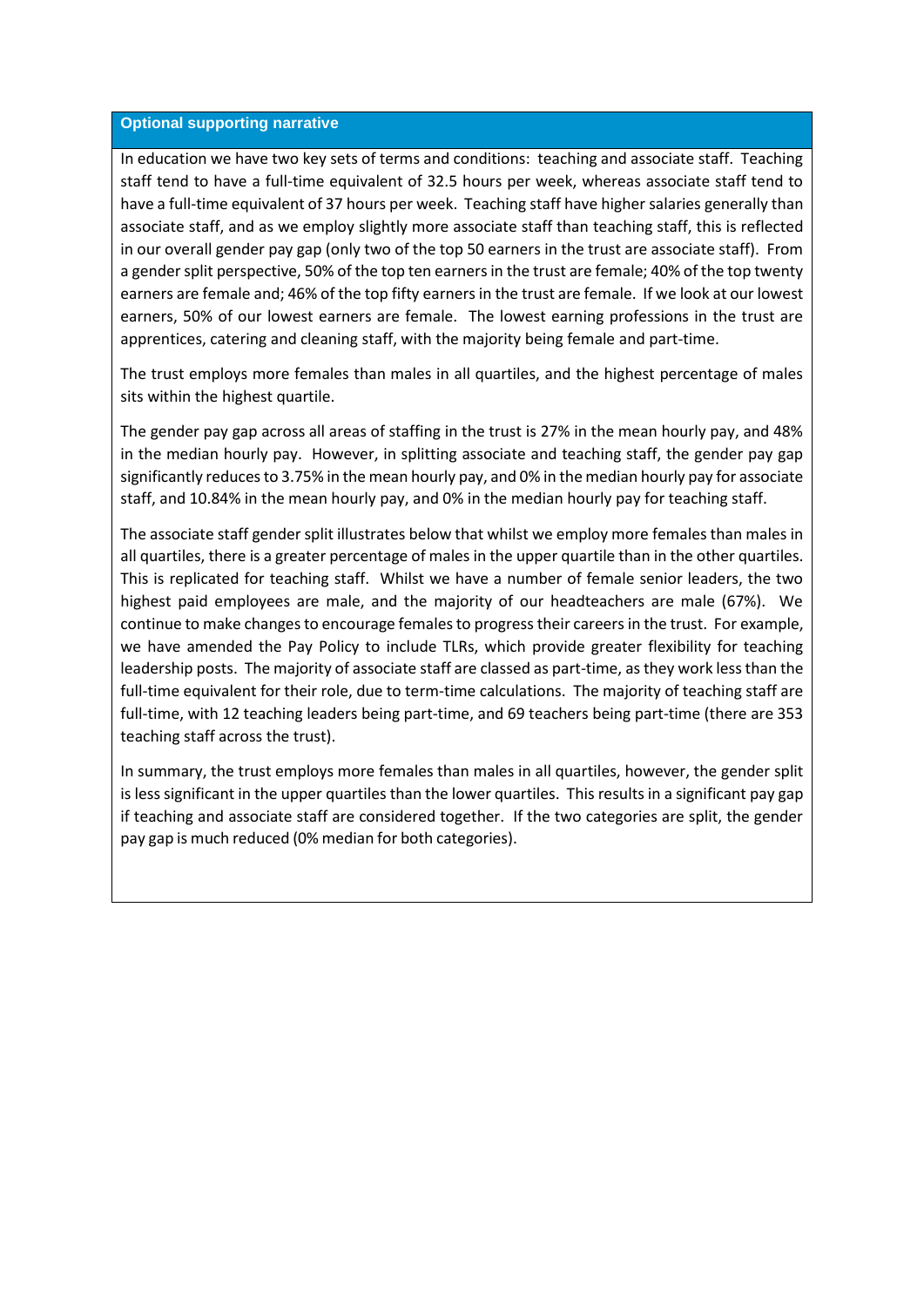**Optional supporting narrative**

In education we have two key sets of terms and conditions: teaching and associate staff. Teaching staff tend to have a full-time equivalent of 32.5 hours per week, whereas associate staff tend to have a full-time equivalent of 37 hours per week. Teaching staff have higher salaries generally than associate staff, and as we employ slightly more associate staff than teaching staff, this is reflected in our overall gender pay gap (only two of the top 50 earners in the trust are associate staff). From a gender split perspective, 50% of the top ten earners in the trust are female; 40% of the top twenty earners are female and; 46% of the top fifty earners in the trust are female. If we look at our lowest earners, 50% of our lowest earners are female. The lowest earning professions in the trust are apprentices, catering and cleaning staff, with the majority being female and part-time.

The trust employs more females than males in all quartiles, and the highest percentage of males sits within the highest quartile.

The gender pay gap across all areas of staffing in the trust is 27% in the mean hourly pay, and 48% in the median hourly pay. However, in splitting associate and teaching staff, the gender pay gap significantly reduces to 3.75% in the mean hourly pay, and 0% in the median hourly pay for associate staff, and 10.84% in the mean hourly pay, and 0% in the median hourly pay for teaching staff.

The associate staff gender split illustrates below that whilst we employ more females than males in all quartiles, there is a greater percentage of males in the upper quartile than in the other quartiles. This is replicated for teaching staff. Whilst we have a number of female senior leaders, the two highest paid employees are male, and the majority of our headteachers are male (67%). We continue to make changes to encourage females to progress their careers in the trust. For example, we have amended the Pay Policy to include TLRs, which provide greater flexibility for teaching leadership posts. The majority of associate staff are classed as part-time, as they work less than the full-time equivalent for their role, due to term-time calculations. The majority of teaching staff are full-time, with 12 teaching leaders being part-time, and 69 teachers being part-time (there are 353 teaching staff across the trust).

In summary, the trust employs more females than males in all quartiles, however, the gender split is less significant in the upper quartiles than the lower quartiles. This results in a significant pay gap if teaching and associate staff are considered together. If the two categories are split, the gender pay gap is much reduced (0% median for both categories).